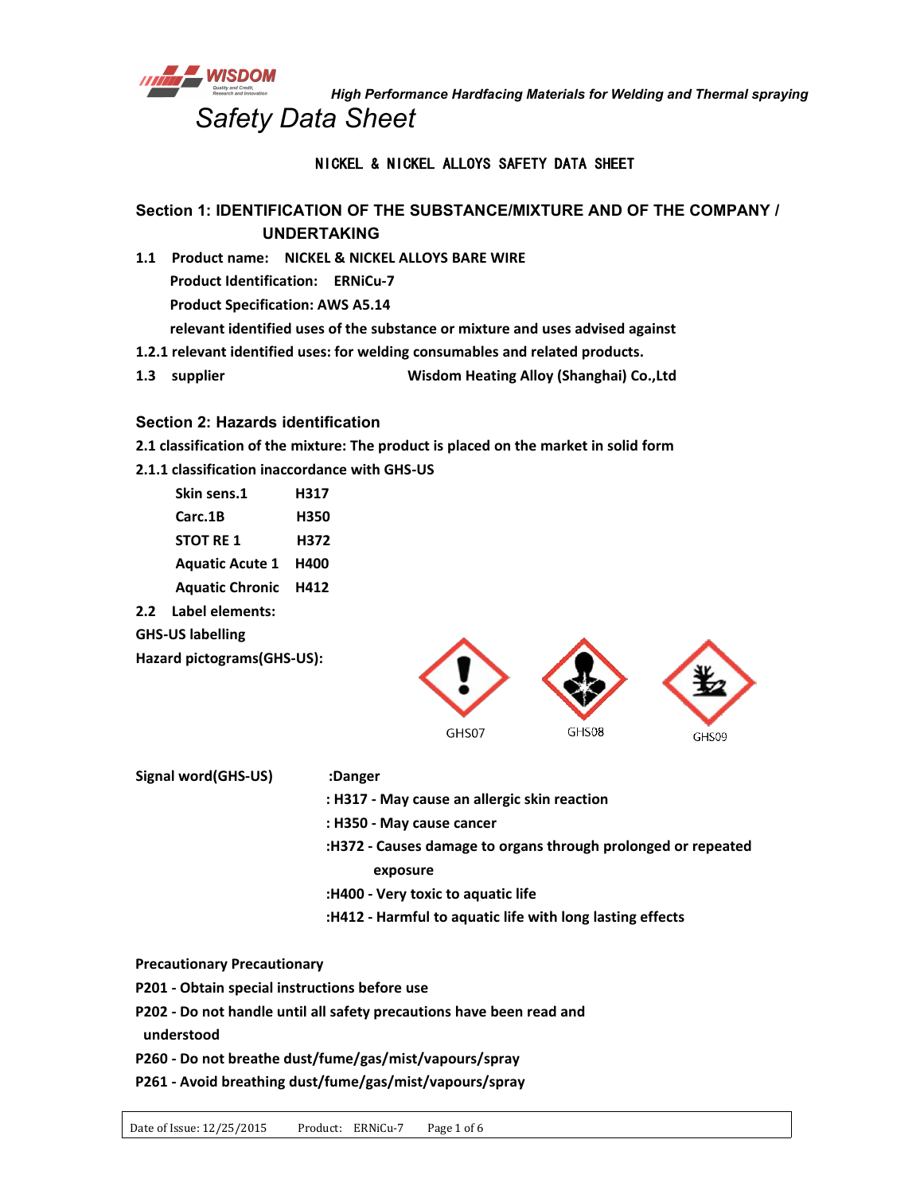*High Performance Hardfacing Materials for Welding and Thermal spraying*

*Safety Data Sheet*

NICKEL & NICKEL ALLOYS SAFETY DATA SHEET

## Section 1: IDENTIFICATION OF THE SUBSTANCE/MIXTURE AND OF THE COMPANY / UNDERTAKING

**1.1 Product name: NICKEL & NICKEL ALLOYS BARE WIRE**

**Product Identification: ERNiCu-7**

**Product Specification: AWS A5.14**

**relevant identified uses of the substance or mixture and uses advised against**

**1.2.1 relevant identified uses: for welding consumables and related products.**

**1.3 supplier Wisdom Heating Alloy (Shanghai) Co.,Ltd**

## Section 2: Hazards identification

**2.1 classification of the mixture: The product is placed on the market in solid form**

**2.1.1 classification inaccordance with GHS-US**

| | |
|---|---|
| **Skin sens.1** | **H317** |
| **Carc.1B** | **H350** |
| **STOT RE 1** | **H372** |
| **Aquatic Acute 1** | **H400** |
| **Aquatic Chronic** | **H412** |

**2.2 Label elements:**

**GHS-US labelling**

**Hazard pictograms(GHS-US):**

GHS07 GHS08 GHS09

**Signal word(GHS-US)** **:Danger**

**: H317 - May cause an allergic skin reaction**

**: H350 - May cause cancer**

**:H372 - Causes damage to organs through prolonged or repeated exposure**

**:H400 - Very toxic to aquatic life**

**:H412 - Harmful to aquatic life with long lasting effects**

**Precautionary Precautionary**

**P201 - Obtain special instructions before use**

**P202 - Do not handle until all safety precautions have been read and understood**

**P260 - Do not breathe dust/fume/gas/mist/vapours/spray**

**P261 - Avoid breathing dust/fume/gas/mist/vapours/spray**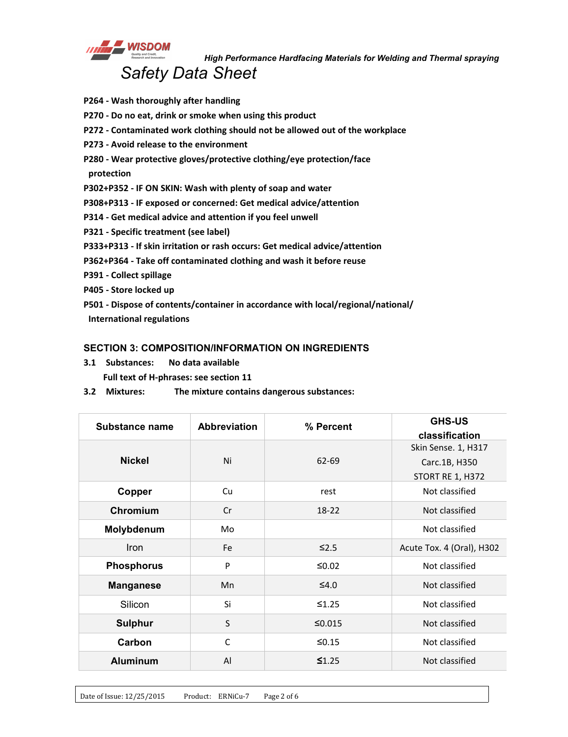**P264 - Wash thoroughly after handling**

**P270 - Do no eat, drink or smoke when using this product**

**P272 - Contaminated work clothing should not be allowed out of the workplace**

**P273 - Avoid release to the environment**

**P280 - Wear protective gloves/protective clothing/eye protection/face protection**

**P302+P352 - IF ON SKIN: Wash with plenty of soap and water**

**P308+P313 - IF exposed or concerned: Get medical advice/attention**

**P314 - Get medical advice and attention if you feel unwell**

**P321 - Specific treatment (see label)**

**P333+P313 - If skin irritation or rash occurs: Get medical advice/attention**

**P362+P364 - Take off contaminated clothing and wash it before reuse**

**P391 - Collect spillage**

**P405 - Store locked up**

**P501 - Dispose of contents/container in accordance with local/regional/national/ International regulations**

## SECTION 3: COMPOSITION/INFORMATION ON INGREDIENTS

**3.1 Substances: No data available**

**Full text of H-phrases: see section 11**

**3.2 Mixtures: The mixture contains dangerous substances:**

| Substance name | Abbreviation | % Percent | GHS-US classification |
|---|---|---|---|
| **Nickel** | Ni | 62-69 | Skin Sense. 1, H317<br>Carc.1B, H350<br>STORT RE 1, H372 |
| **Copper** | Cu | rest | Not classified |
| **Chromium** | Cr | 18-22 | Not classified |
| **Molybdenum** | Mo | | Not classified |
| Iron | Fe | ≤2.5 | Acute Tox. 4 (Oral), H302 |
| **Phosphorus** | P | ≤0.02 | Not classified |
| **Manganese** | Mn | ≤4.0 | Not classified |
| Silicon | Si | ≤1.25 | Not classified |
| **Sulphur** | S | ≤0.015 | Not classified |
| **Carbon** | C | ≤0.15 | Not classified |
| **Aluminum** | Al | **≤**1.25 | Not classified |

Date of Issue: 12/25/2015 Product: ERNiCu-7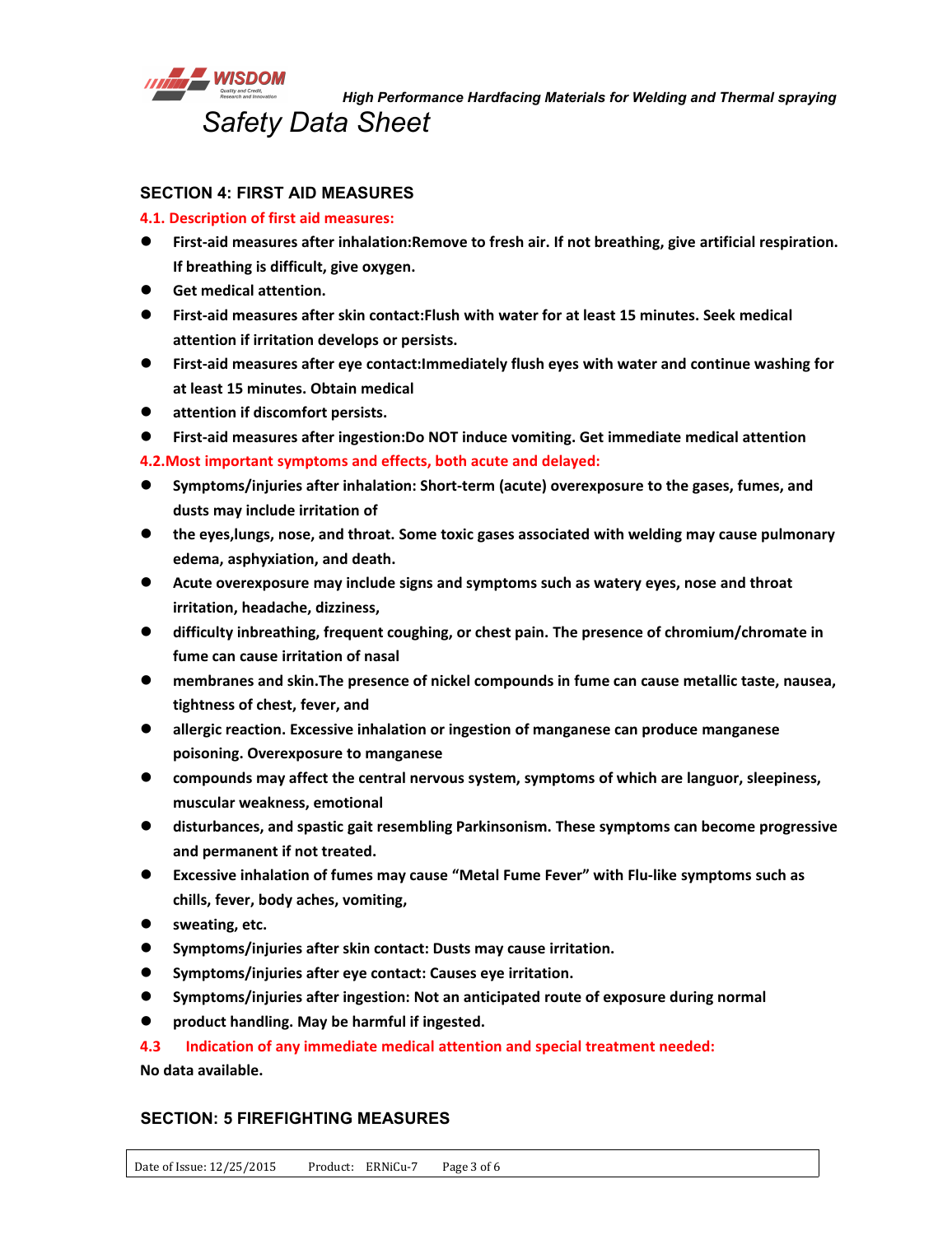## SECTION 4: FIRST AID MEASURES

### 4.1. Description of first aid measures:

- **First-aid measures after inhalation:Remove to fresh air. If not breathing, give artificial respiration. If breathing is difficult, give oxygen.**
- **Get medical attention.**
- **First-aid measures after skin contact:Flush with water for at least 15 minutes. Seek medical attention if irritation develops or persists.**
- **First-aid measures after eye contact:Immediately flush eyes with water and continue washing for at least 15 minutes. Obtain medical**
- **attention if discomfort persists.**
- **First-aid measures after ingestion:Do NOT induce vomiting. Get immediate medical attention**

### 4.2.Most important symptoms and effects, both acute and delayed:

- **Symptoms/injuries after inhalation: Short-term (acute) overexposure to the gases, fumes, and dusts may include irritation of**
- **the eyes,lungs, nose, and throat. Some toxic gases associated with welding may cause pulmonary edema, asphyxiation, and death.**
- **Acute overexposure may include signs and symptoms such as watery eyes, nose and throat irritation, headache, dizziness,**
- **difficulty inbreathing, frequent coughing, or chest pain. The presence of chromium/chromate in fume can cause irritation of nasal**
- **membranes and skin.The presence of nickel compounds in fume can cause metallic taste, nausea, tightness of chest, fever, and**
- **allergic reaction. Excessive inhalation or ingestion of manganese can produce manganese poisoning. Overexposure to manganese**
- **compounds may affect the central nervous system, symptoms of which are languor, sleepiness, muscular weakness, emotional**
- **disturbances, and spastic gait resembling Parkinsonism. These symptoms can become progressive and permanent if not treated.**
- **Excessive inhalation of fumes may cause "Metal Fume Fever" with Flu-like symptoms such as chills, fever, body aches, vomiting,**
- **sweating, etc.**
- **Symptoms/injuries after skin contact: Dusts may cause irritation.**
- **Symptoms/injuries after eye contact: Causes eye irritation.**
- **Symptoms/injuries after ingestion: Not an anticipated route of exposure during normal**
- **product handling. May be harmful if ingested.**

### 4.3 Indication of any immediate medical attention and special treatment needed:

**No data available.**

## SECTION: 5 FIREFIGHTING MEASURES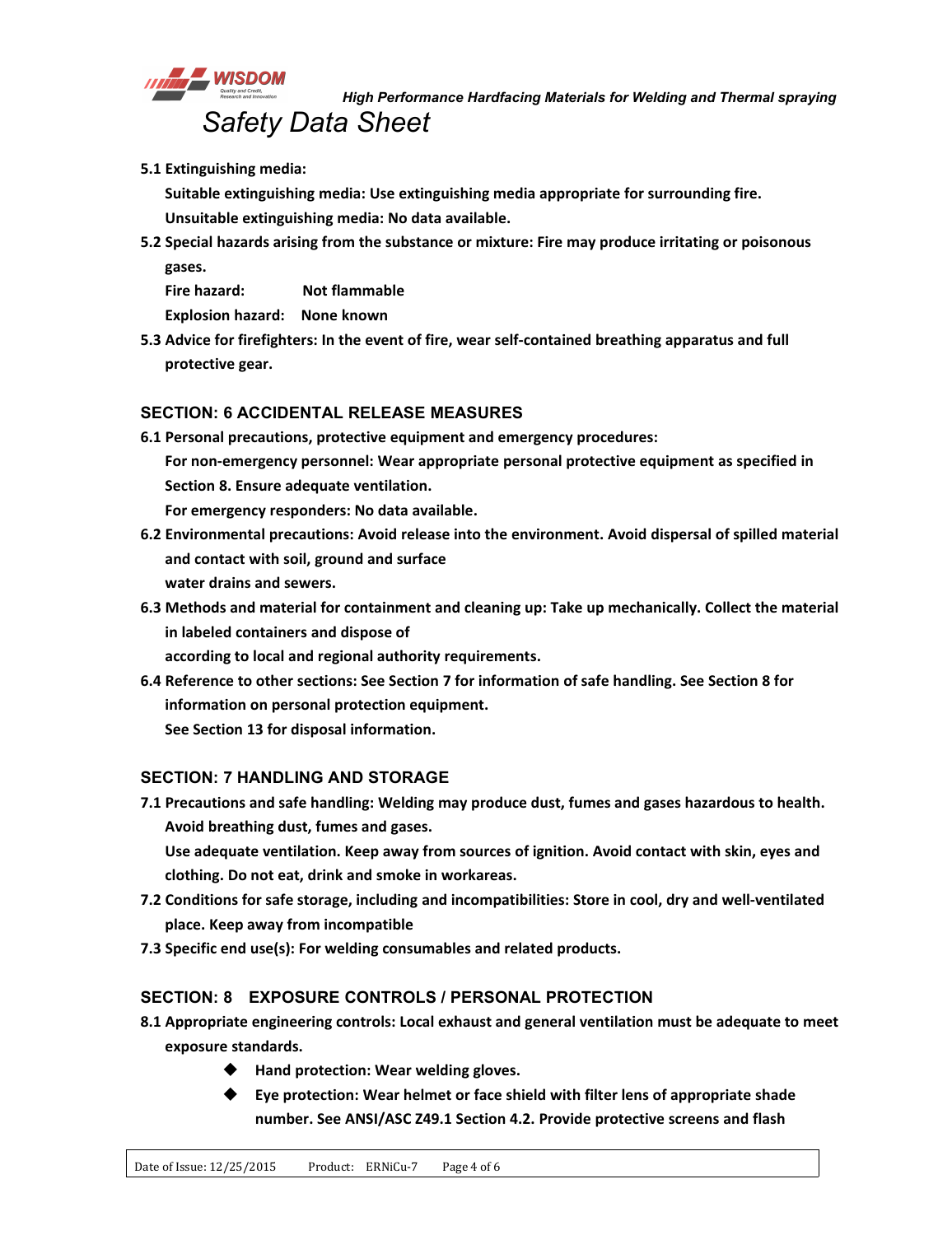5.1 Extinguishing media:

Suitable extinguishing media: Use extinguishing media appropriate for surrounding fire.

Unsuitable extinguishing media: No data available.

5.2 Special hazards arising from the substance or mixture: Fire may produce irritating or poisonous gases.

Fire hazard: Not flammable

Explosion hazard: None known

5.3 Advice for firefighters: In the event of fire, wear self-contained breathing apparatus and full protective gear.

## SECTION: 6 ACCIDENTAL RELEASE MEASURES

6.1 Personal precautions, protective equipment and emergency procedures:

For non-emergency personnel: Wear appropriate personal protective equipment as specified in Section 8. Ensure adequate ventilation.

For emergency responders: No data available.

6.2 Environmental precautions: Avoid release into the environment. Avoid dispersal of spilled material and contact with soil, ground and surface water drains and sewers.

6.3 Methods and material for containment and cleaning up: Take up mechanically. Collect the material in labeled containers and dispose of according to local and regional authority requirements.

6.4 Reference to other sections: See Section 7 for information of safe handling. See Section 8 for information on personal protection equipment. See Section 13 for disposal information.

## SECTION: 7 HANDLING AND STORAGE

7.1 Precautions and safe handling: Welding may produce dust, fumes and gases hazardous to health. Avoid breathing dust, fumes and gases.

Use adequate ventilation. Keep away from sources of ignition. Avoid contact with skin, eyes and clothing. Do not eat, drink and smoke in workareas.

7.2 Conditions for safe storage, including and incompatibilities: Store in cool, dry and well-ventilated place. Keep away from incompatible

7.3 Specific end use(s): For welding consumables and related products.

## SECTION: 8 EXPOSURE CONTROLS / PERSONAL PROTECTION

8.1 Appropriate engineering controls: Local exhaust and general ventilation must be adequate to meet exposure standards.

- Hand protection: Wear welding gloves.
- Eye protection: Wear helmet or face shield with filter lens of appropriate shade number. See ANSI/ASC Z49.1 Section 4.2. Provide protective screens and flash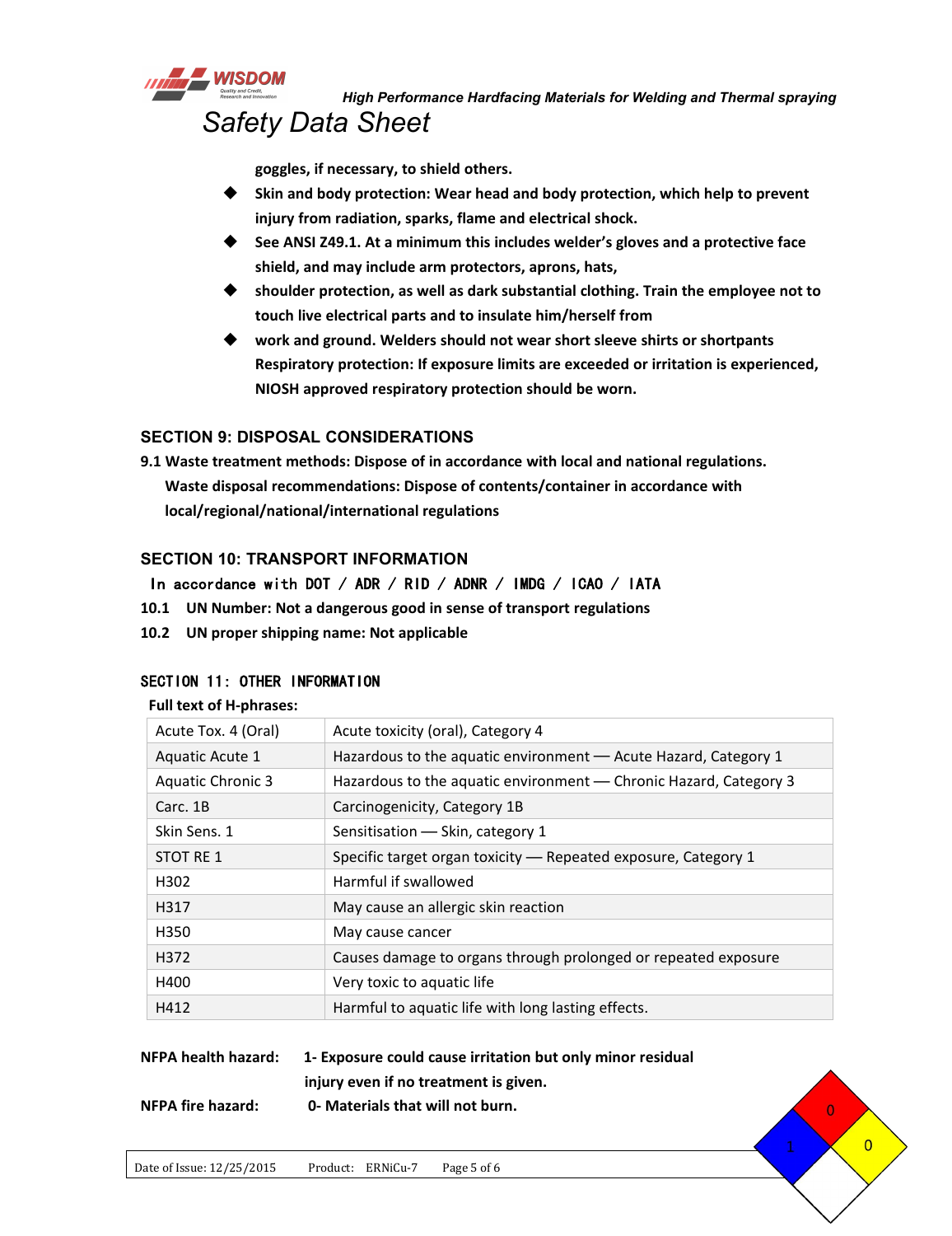goggles, if necessary, to shield others.

- Skin and body protection: Wear head and body protection, which help to prevent injury from radiation, sparks, flame and electrical shock.
- See ANSI Z49.1. At a minimum this includes welder's gloves and a protective face shield, and may include arm protectors, aprons, hats,
- shoulder protection, as well as dark substantial clothing. Train the employee not to touch live electrical parts and to insulate him/herself from
- work and ground. Welders should not wear short sleeve shirts or shortpants Respiratory protection: If exposure limits are exceeded or irritation is experienced, NIOSH approved respiratory protection should be worn.

## SECTION 9: DISPOSAL CONSIDERATIONS

**9.1 Waste treatment methods: Dispose of in accordance with local and national regulations.**

**Waste disposal recommendations: Dispose of contents/container in accordance with local/regional/national/international regulations**

## SECTION 10: TRANSPORT INFORMATION

**In accordance with DOT / ADR / RID / ADNR / IMDG / ICAO / IATA**

**10.1 UN Number: Not a dangerous good in sense of transport regulations**

**10.2 UN proper shipping name: Not applicable**

## SECTION 11: OTHER INFORMATION

**Full text of H-phrases:**

| | |
|---|---|
| Acute Tox. 4 (Oral) | Acute toxicity (oral), Category 4 |
| Aquatic Acute 1 | Hazardous to the aquatic environment — Acute Hazard, Category 1 |
| Aquatic Chronic 3 | Hazardous to the aquatic environment — Chronic Hazard, Category 3 |
| Carc. 1B | Carcinogenicity, Category 1B |
| Skin Sens. 1 | Sensitisation — Skin, category 1 |
| STOT RE 1 | Specific target organ toxicity — Repeated exposure, Category 1 |
| H302 | Harmful if swallowed |
| H317 | May cause an allergic skin reaction |
| H350 | May cause cancer |
| H372 | Causes damage to organs through prolonged or repeated exposure |
| H400 | Very toxic to aquatic life |
| H412 | Harmful to aquatic life with long lasting effects. |

**NFPA health hazard:** **1- Exposure could cause irritation but only minor residual injury even if no treatment is given.**

**NFPA fire hazard:** **0- Materials that will not burn.**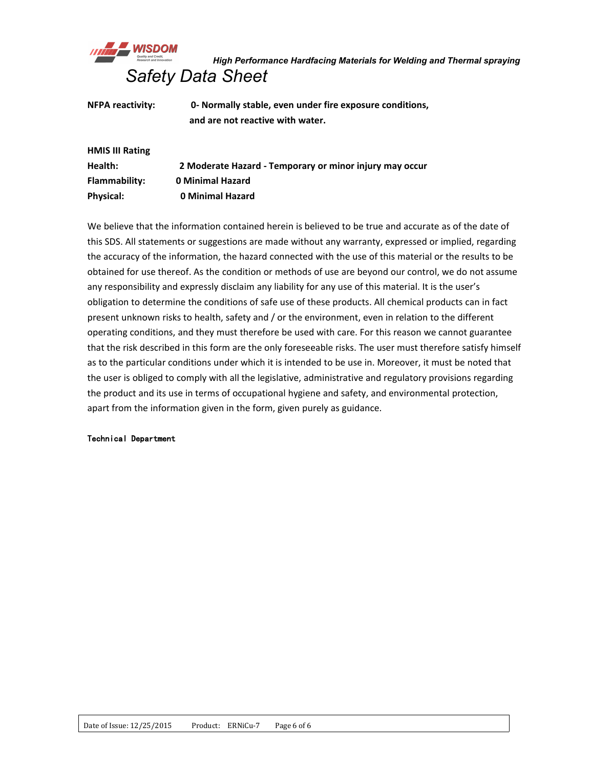**NFPA reactivity:** **0- Normally stable, even under fire exposure conditions, and are not reactive with water.**

**HMIS III Rating**

**Health:** **2 Moderate Hazard - Temporary or minor injury may occur**

**Flammability:** **0 Minimal Hazard**

**Physical:** **0 Minimal Hazard**

We believe that the information contained herein is believed to be true and accurate as of the date of this SDS. All statements or suggestions are made without any warranty, expressed or implied, regarding the accuracy of the information, the hazard connected with the use of this material or the results to be obtained for use thereof. As the condition or methods of use are beyond our control, we do not assume any responsibility and expressly disclaim any liability for any use of this material. It is the user's obligation to determine the conditions of safe use of these products. All chemical products can in fact present unknown risks to health, safety and / or the environment, even in relation to the different operating conditions, and they must therefore be used with care. For this reason we cannot guarantee that the risk described in this form are the only foreseeable risks. The user must therefore satisfy himself as to the particular conditions under which it is intended to be use in. Moreover, it must be noted that the user is obliged to comply with all the legislative, administrative and regulatory provisions regarding the product and its use in terms of occupational hygiene and safety, and environmental protection, apart from the information given in the form, given purely as guidance.

**Technical Department**